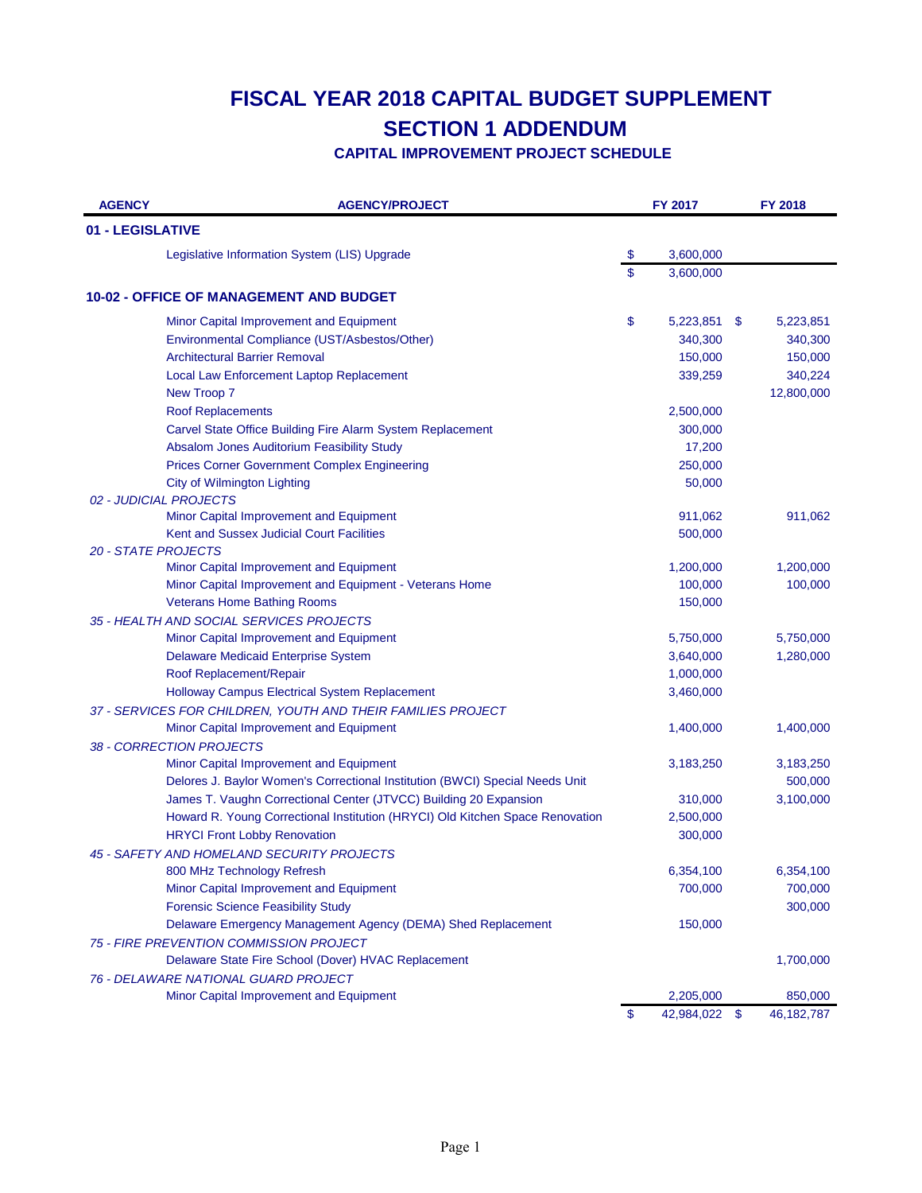# FISCAL YEAR 2018 CAPITAL BUDGET SUPPLEMENT

# SECTION 1 ADDENDUM

### CAPITAL IMPROVEMENT PROJECT SCHEDULE

| AGENCY | AGENCY/PROJECT | FY 2017 | FY 2018 |
|---|---|---|---|
| **01 - LEGISLATIVE** | | | |
| | Legislative Information System (LIS) Upgrade | $ 3,600,000 | |
| | | $ 3,600,000 | |
| **10-02 - OFFICE OF MANAGEMENT AND BUDGET** | | | |
| | Minor Capital Improvement and Equipment | $ 5,223,851 | $ 5,223,851 |
| | Environmental Compliance (UST/Asbestos/Other) | 340,300 | 340,300 |
| | Architectural Barrier Removal | 150,000 | 150,000 |
| | Local Law Enforcement Laptop Replacement | 339,259 | 340,224 |
| | New Troop 7 | | 12,800,000 |
| | Roof Replacements | 2,500,000 | |
| | Carvel State Office Building Fire Alarm System Replacement | 300,000 | |
| | Absalom Jones Auditorium Feasibility Study | 17,200 | |
| | Prices Corner Government Complex Engineering | 250,000 | |
| | City of Wilmington Lighting | 50,000 | |
| *02 - JUDICIAL PROJECTS* | | | |
| | Minor Capital Improvement and Equipment | 911,062 | 911,062 |
| | Kent and Sussex Judicial Court Facilities | 500,000 | |
| *20 - STATE PROJECTS* | | | |
| | Minor Capital Improvement and Equipment | 1,200,000 | 1,200,000 |
| | Minor Capital Improvement and Equipment - Veterans Home | 100,000 | 100,000 |
| | Veterans Home Bathing Rooms | 150,000 | |
| *35 - HEALTH AND SOCIAL SERVICES PROJECTS* | | | |
| | Minor Capital Improvement and Equipment | 5,750,000 | 5,750,000 |
| | Delaware Medicaid Enterprise System | 3,640,000 | 1,280,000 |
| | Roof Replacement/Repair | 1,000,000 | |
| | Holloway Campus Electrical System Replacement | 3,460,000 | |
| *37 - SERVICES FOR CHILDREN, YOUTH AND THEIR FAMILIES PROJECT* | | | |
| | Minor Capital Improvement and Equipment | 1,400,000 | 1,400,000 |
| *38 - CORRECTION PROJECTS* | | | |
| | Minor Capital Improvement and Equipment | 3,183,250 | 3,183,250 |
| | Delores J. Baylor Women's Correctional Institution (BWCI) Special Needs Unit | | 500,000 |
| | James T. Vaughn Correctional Center (JTVCC) Building 20 Expansion | 310,000 | 3,100,000 |
| | Howard R. Young Correctional Institution (HRYCI) Old Kitchen Space Renovation | 2,500,000 | |
| | HRYCI Front Lobby Renovation | 300,000 | |
| *45 - SAFETY AND HOMELAND SECURITY PROJECTS* | | | |
| | 800 MHz Technology Refresh | 6,354,100 | 6,354,100 |
| | Minor Capital Improvement and Equipment | 700,000 | 700,000 |
| | Forensic Science Feasibility Study | | 300,000 |
| | Delaware Emergency Management Agency (DEMA) Shed Replacement | 150,000 | |
| *75 - FIRE PREVENTION COMMISSION PROJECT* | | | |
| | Delaware State Fire School (Dover) HVAC Replacement | | 1,700,000 |
| *76 - DELAWARE NATIONAL GUARD PROJECT* | | | |
| | Minor Capital Improvement and Equipment | 2,205,000 | 850,000 |
| | | $ 42,984,022 | $ 46,182,787 |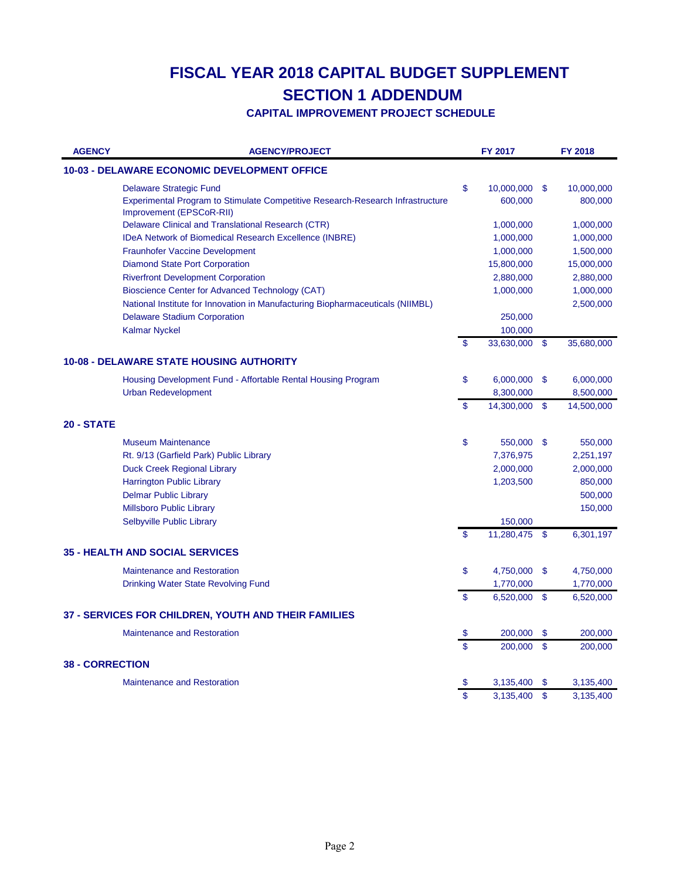# FISCAL YEAR 2018 CAPITAL BUDGET SUPPLEMENT

## SECTION 1 ADDENDUM

### CAPITAL IMPROVEMENT PROJECT SCHEDULE

| AGENCY | AGENCY/PROJECT | FY 2017 | FY 2018 |
|---|---|---|---|
| **10-03 - DELAWARE ECONOMIC DEVELOPMENT OFFICE** | | | |
| | Delaware Strategic Fund | $ 10,000,000 | $ 10,000,000 |
| | Experimental Program to Stimulate Competitive Research-Research Infrastructure Improvement (EPSCoR-RII) | 600,000 | 800,000 |
| | Delaware Clinical and Translational Research (CTR) | 1,000,000 | 1,000,000 |
| | IDeA Network of Biomedical Research Excellence (INBRE) | 1,000,000 | 1,000,000 |
| | Fraunhofer Vaccine Development | 1,000,000 | 1,500,000 |
| | Diamond State Port Corporation | 15,800,000 | 15,000,000 |
| | Riverfront Development Corporation | 2,880,000 | 2,880,000 |
| | Bioscience Center for Advanced Technology (CAT) | 1,000,000 | 1,000,000 |
| | National Institute for Innovation in Manufacturing Biopharmaceuticals (NIIMBL) | | 2,500,000 |
| | Delaware Stadium Corporation | 250,000 | |
| | Kalmar Nyckel | 100,000 | |
| | | $ 33,630,000 | $ 35,680,000 |
| **10-08 - DELAWARE STATE HOUSING AUTHORITY** | | | |
| | Housing Development Fund - Affortable Rental Housing Program | $ 6,000,000 | $ 6,000,000 |
| | Urban Redevelopment | 8,300,000 | 8,500,000 |
| | | $ 14,300,000 | $ 14,500,000 |
| **20 - STATE** | | | |
| | Museum Maintenance | $ 550,000 | $ 550,000 |
| | Rt. 9/13 (Garfield Park) Public Library | 7,376,975 | 2,251,197 |
| | Duck Creek Regional Library | 2,000,000 | 2,000,000 |
| | Harrington Public Library | 1,203,500 | 850,000 |
| | Delmar Public Library | | 500,000 |
| | Millsboro Public Library | | 150,000 |
| | Selbyville Public Library | 150,000 | |
| | | $ 11,280,475 | $ 6,301,197 |
| **35 - HEALTH AND SOCIAL SERVICES** | | | |
| | Maintenance and Restoration | $ 4,750,000 | $ 4,750,000 |
| | Drinking Water State Revolving Fund | 1,770,000 | 1,770,000 |
| | | $ 6,520,000 | $ 6,520,000 |
| **37 - SERVICES FOR CHILDREN, YOUTH AND THEIR FAMILIES** | | | |
| | Maintenance and Restoration | $ 200,000 | $ 200,000 |
| | | $ 200,000 | $ 200,000 |
| **38 - CORRECTION** | | | |
| | Maintenance and Restoration | $ 3,135,400 | $ 3,135,400 |
| | | $ 3,135,400 | $ 3,135,400 |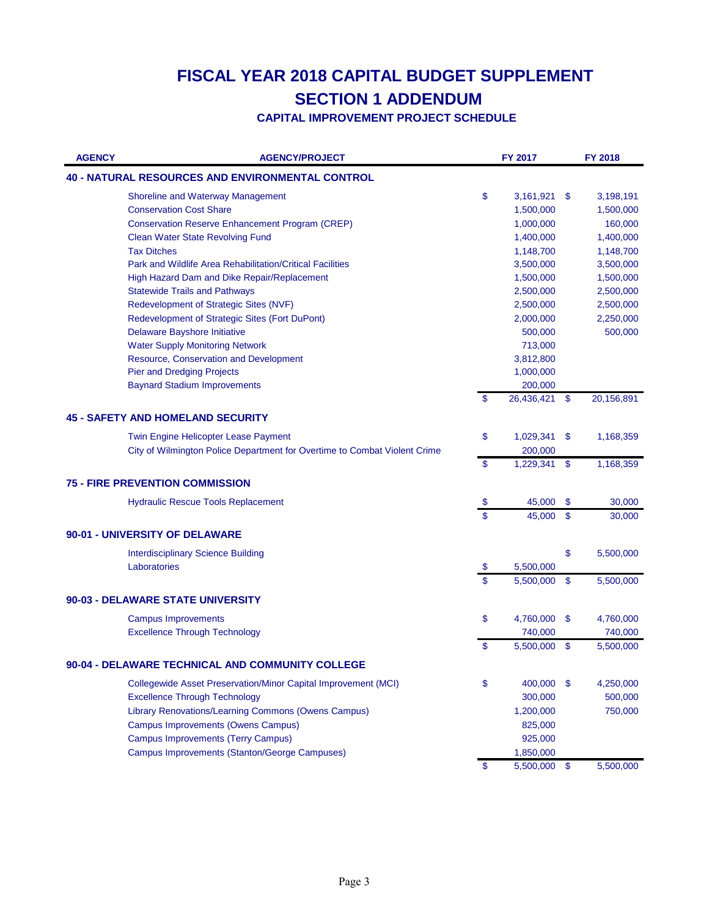# FISCAL YEAR 2018 CAPITAL BUDGET SUPPLEMENT

## SECTION 1 ADDENDUM

### CAPITAL IMPROVEMENT PROJECT SCHEDULE

| AGENCY | AGENCY/PROJECT | FY 2017 | FY 2018 |
|---|---|---|---|
| **40 - NATURAL RESOURCES AND ENVIRONMENTAL CONTROL** | | | |
| | Shoreline and Waterway Management | $ 3,161,921 | $ 3,198,191 |
| | Conservation Cost Share | 1,500,000 | 1,500,000 |
| | Conservation Reserve Enhancement Program (CREP) | 1,000,000 | 160,000 |
| | Clean Water State Revolving Fund | 1,400,000 | 1,400,000 |
| | Tax Ditches | 1,148,700 | 1,148,700 |
| | Park and Wildlife Area Rehabilitation/Critical Facilities | 3,500,000 | 3,500,000 |
| | High Hazard Dam and Dike Repair/Replacement | 1,500,000 | 1,500,000 |
| | Statewide Trails and Pathways | 2,500,000 | 2,500,000 |
| | Redevelopment of Strategic Sites (NVF) | 2,500,000 | 2,500,000 |
| | Redevelopment of Strategic Sites (Fort DuPont) | 2,000,000 | 2,250,000 |
| | Delaware Bayshore Initiative | 500,000 | 500,000 |
| | Water Supply Monitoring Network | 713,000 | |
| | Resource, Conservation and Development | 3,812,800 | |
| | Pier and Dredging Projects | 1,000,000 | |
| | Baynard Stadium Improvements | 200,000 | |
| | | $ 26,436,421 | $ 20,156,891 |
| **45 - SAFETY AND HOMELAND SECURITY** | | | |
| | Twin Engine Helicopter Lease Payment | $ 1,029,341 | $ 1,168,359 |
| | City of Wilmington Police Department for Overtime to Combat Violent Crime | 200,000 | |
| | | $ 1,229,341 | $ 1,168,359 |
| **75 - FIRE PREVENTION COMMISSION** | | | |
| | Hydraulic Rescue Tools Replacement | $ 45,000 | $ 30,000 |
| | | $ 45,000 | $ 30,000 |
| **90-01 - UNIVERSITY OF DELAWARE** | | | |
| | Interdisciplinary Science Building | | $ 5,500,000 |
| | Laboratories | $ 5,500,000 | |
| | | $ 5,500,000 | $ 5,500,000 |
| **90-03 - DELAWARE STATE UNIVERSITY** | | | |
| | Campus Improvements | $ 4,760,000 | $ 4,760,000 |
| | Excellence Through Technology | 740,000 | 740,000 |
| | | $ 5,500,000 | $ 5,500,000 |
| **90-04 - DELAWARE TECHNICAL AND COMMUNITY COLLEGE** | | | |
| | Collegewide Asset Preservation/Minor Capital Improvement (MCI) | $ 400,000 | $ 4,250,000 |
| | Excellence Through Technology | 300,000 | 500,000 |
| | Library Renovations/Learning Commons (Owens Campus) | 1,200,000 | 750,000 |
| | Campus Improvements (Owens Campus) | 825,000 | |
| | Campus Improvements (Terry Campus) | 925,000 | |
| | Campus Improvements (Stanton/George Campuses) | 1,850,000 | |
| | | $ 5,500,000 | $ 5,500,000 |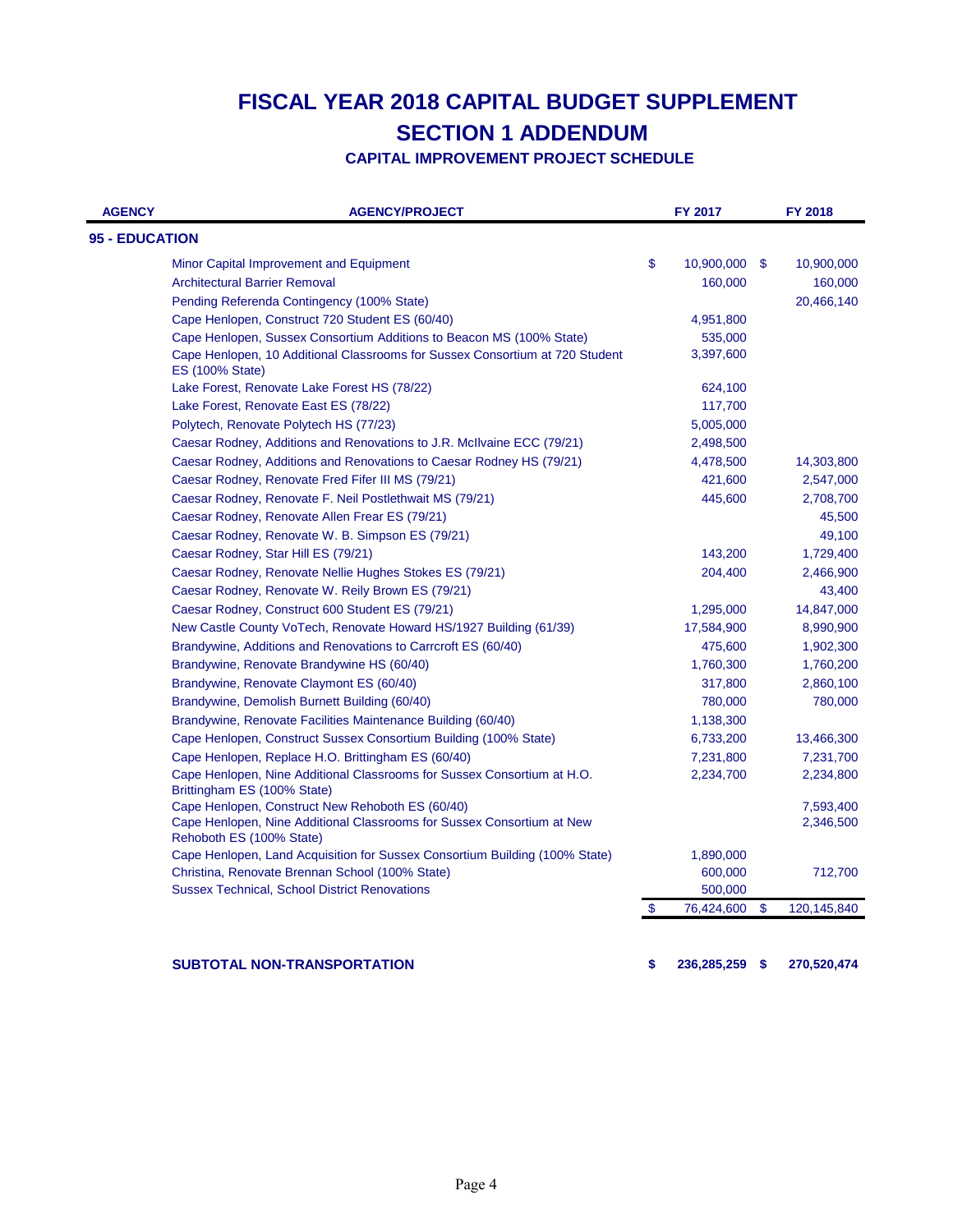# FISCAL YEAR 2018 CAPITAL BUDGET SUPPLEMENT

## SECTION 1 ADDENDUM

### CAPITAL IMPROVEMENT PROJECT SCHEDULE

| AGENCY | AGENCY/PROJECT | FY 2017 | FY 2018 |
|---|---|---|---|
| **95 - EDUCATION** | | | |
| | Minor Capital Improvement and Equipment | $ 10,900,000 | $ 10,900,000 |
| | Architectural Barrier Removal | 160,000 | 160,000 |
| | Pending Referenda Contingency (100% State) | | 20,466,140 |
| | Cape Henlopen, Construct 720 Student ES (60/40) | 4,951,800 | |
| | Cape Henlopen, Sussex Consortium Additions to Beacon MS (100% State) | 535,000 | |
| | Cape Henlopen, 10 Additional Classrooms for Sussex Consortium at 720 Student ES (100% State) | 3,397,600 | |
| | Lake Forest, Renovate Lake Forest HS (78/22) | 624,100 | |
| | Lake Forest, Renovate East ES (78/22) | 117,700 | |
| | Polytech, Renovate Polytech HS (77/23) | 5,005,000 | |
| | Caesar Rodney, Additions and Renovations to J.R. McIlvaine ECC (79/21) | 2,498,500 | |
| | Caesar Rodney, Additions and Renovations to Caesar Rodney HS (79/21) | 4,478,500 | 14,303,800 |
| | Caesar Rodney, Renovate Fred Fifer III MS (79/21) | 421,600 | 2,547,000 |
| | Caesar Rodney, Renovate F. Neil Postlethwait MS (79/21) | 445,600 | 2,708,700 |
| | Caesar Rodney, Renovate Allen Frear ES (79/21) | | 45,500 |
| | Caesar Rodney, Renovate W. B. Simpson ES (79/21) | | 49,100 |
| | Caesar Rodney, Star Hill ES (79/21) | 143,200 | 1,729,400 |
| | Caesar Rodney, Renovate Nellie Hughes Stokes ES (79/21) | 204,400 | 2,466,900 |
| | Caesar Rodney, Renovate W. Reily Brown ES (79/21) | | 43,400 |
| | Caesar Rodney, Construct 600 Student ES (79/21) | 1,295,000 | 14,847,000 |
| | New Castle County VoTech, Renovate Howard HS/1927 Building (61/39) | 17,584,900 | 8,990,900 |
| | Brandywine, Additions and Renovations to Carrcroft ES (60/40) | 475,600 | 1,902,300 |
| | Brandywine, Renovate Brandywine HS (60/40) | 1,760,300 | 1,760,200 |
| | Brandywine, Renovate Claymont ES (60/40) | 317,800 | 2,860,100 |
| | Brandywine, Demolish Burnett Building (60/40) | 780,000 | 780,000 |
| | Brandywine, Renovate Facilities Maintenance Building (60/40) | 1,138,300 | |
| | Cape Henlopen, Construct Sussex Consortium Building (100% State) | 6,733,200 | 13,466,300 |
| | Cape Henlopen, Replace H.O. Brittingham ES (60/40) | 7,231,800 | 7,231,700 |
| | Cape Henlopen, Nine Additional Classrooms for Sussex Consortium at H.O. Brittingham ES (100% State) | 2,234,700 | 2,234,800 |
| | Cape Henlopen, Construct New Rehoboth ES (60/40) | | 7,593,400 |
| | Cape Henlopen, Nine Additional Classrooms for Sussex Consortium at New Rehoboth ES (100% State) | | 2,346,500 |
| | Cape Henlopen, Land Acquisition for Sussex Consortium Building (100% State) | 1,890,000 | |
| | Christina, Renovate Brennan School (100% State) | 600,000 | 712,700 |
| | Sussex Technical, School District Renovations | 500,000 | |
| | | $ 76,424,600 | $ 120,145,840 |
| | **SUBTOTAL NON-TRANSPORTATION** | **$ 236,285,259** | **$ 270,520,474** |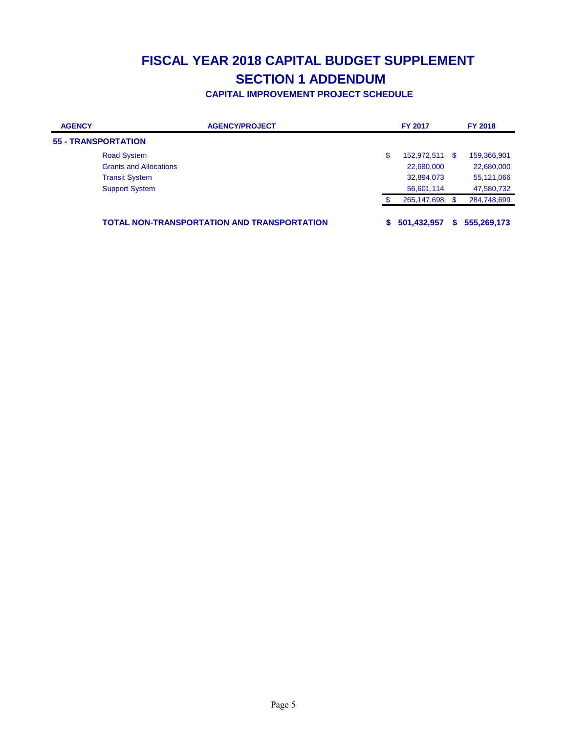# FISCAL YEAR 2018 CAPITAL BUDGET SUPPLEMENT

# SECTION 1 ADDENDUM

### CAPITAL IMPROVEMENT PROJECT SCHEDULE

| AGENCY | AGENCY/PROJECT | FY 2017 | FY 2018 |
|---|---|---|---|
| **55 - TRANSPORTATION** | | | |
| | Road System | $ 152,972,511 | $ 159,366,901 |
| | Grants and Allocations | 22,680,000 | 22,680,000 |
| | Transit System | 32,894,073 | 55,121,066 |
| | Support System | 56,601,114 | 47,580,732 |
| | | $ 265,147,698 | $ 284,748,699 |
| | **TOTAL NON-TRANSPORTATION AND TRANSPORTATION** | **$ 501,432,957** | **$ 555,269,173** |